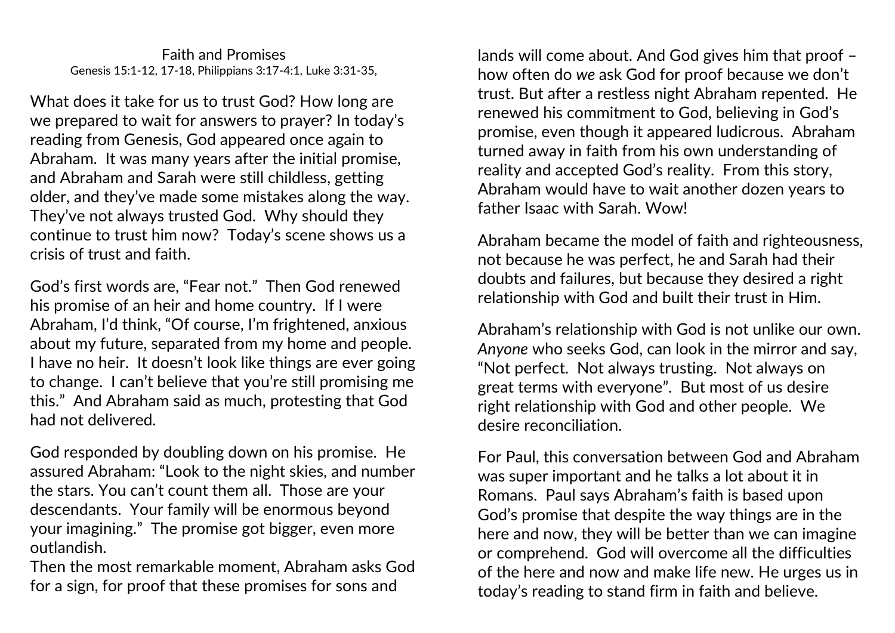# Faith and Promises

Genesis 15:1-12, 17-18, Philippians 3:17-4:1, Luke 3:31-35,

What does it take for us to trust God? How long are we prepared to wait for answers to prayer? In today's reading from Genesis, God appeared once again to Abraham. It was many years after the initial promise, and Abraham and Sarah were still childless, getting older, and they've made some mistakes along the way. They've not always trusted God. Why should they continue to trust him now? Today's scene shows us a crisis of trust and faith.

God's first words are, "Fear not." Then God renewed his promise of an heir and home country. If I were Abraham, I'd think, "Of course, I'm frightened, anxious about my future, separated from my home and people. I have no heir. It doesn't look like things are ever going to change. I can't believe that you're still promising me this." And Abraham said as much, protesting that God had not delivered.

God responded by doubling down on his promise. He assured Abraham: "Look to the night skies, and number the stars. You can't count them all. Those are your descendants. Your family will be enormous beyond your imagining." The promise got bigger, even more outlandish.
Then the most remarkable moment, Abraham asks God for a sign, for proof that these promises for sons and lands will come about. And God gives him that proof – how often do *we* ask God for proof because we don't trust. But after a restless night Abraham repented. He renewed his commitment to God, believing in God's promise, even though it appeared ludicrous. Abraham turned away in faith from his own understanding of reality and accepted God's reality. From this story, Abraham would have to wait another dozen years to father Isaac with Sarah. Wow!

Abraham became the model of faith and righteousness, not because he was perfect, he and Sarah had their doubts and failures, but because they desired a right relationship with God and built their trust in Him.

Abraham's relationship with God is not unlike our own. *Anyone* who seeks God, can look in the mirror and say, "Not perfect. Not always trusting. Not always on great terms with everyone". But most of us desire right relationship with God and other people. We desire reconciliation.

For Paul, this conversation between God and Abraham was super important and he talks a lot about it in Romans. Paul says Abraham's faith is based upon God's promise that despite the way things are in the here and now, they will be better than we can imagine or comprehend. God will overcome all the difficulties of the here and now and make life new. He urges us in today's reading to stand firm in faith and believe.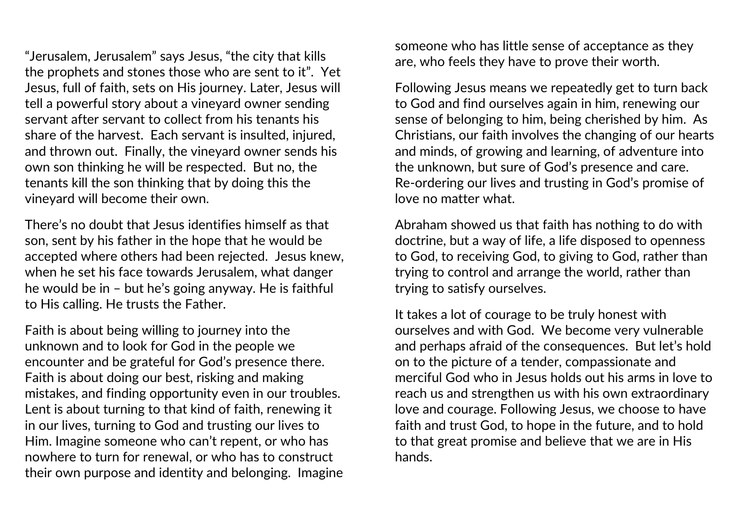"Jerusalem, Jerusalem" says Jesus, "the city that kills the prophets and stones those who are sent to it". Yet Jesus, full of faith, sets on His journey. Later, Jesus will tell a powerful story about a vineyard owner sending servant after servant to collect from his tenants his share of the harvest. Each servant is insulted, injured, and thrown out. Finally, the vineyard owner sends his own son thinking he will be respected. But no, the tenants kill the son thinking that by doing this the vineyard will become their own.

There's no doubt that Jesus identifies himself as that son, sent by his father in the hope that he would be accepted where others had been rejected. Jesus knew, when he set his face towards Jerusalem, what danger he would be in – but he's going anyway. He is faithful to His calling. He trusts the Father.

Faith is about being willing to journey into the unknown and to look for God in the people we encounter and be grateful for God's presence there. Faith is about doing our best, risking and making mistakes, and finding opportunity even in our troubles. Lent is about turning to that kind of faith, renewing it in our lives, turning to God and trusting our lives to Him. Imagine someone who can't repent, or who has nowhere to turn for renewal, or who has to construct their own purpose and identity and belonging. Imagine someone who has little sense of acceptance as they are, who feels they have to prove their worth.

Following Jesus means we repeatedly get to turn back to God and find ourselves again in him, renewing our sense of belonging to him, being cherished by him. As Christians, our faith involves the changing of our hearts and minds, of growing and learning, of adventure into the unknown, but sure of God's presence and care. Re-ordering our lives and trusting in God's promise of love no matter what.

Abraham showed us that faith has nothing to do with doctrine, but a way of life, a life disposed to openness to God, to receiving God, to giving to God, rather than trying to control and arrange the world, rather than trying to satisfy ourselves.

It takes a lot of courage to be truly honest with ourselves and with God. We become very vulnerable and perhaps afraid of the consequences. But let's hold on to the picture of a tender, compassionate and merciful God who in Jesus holds out his arms in love to reach us and strengthen us with his own extraordinary love and courage. Following Jesus, we choose to have faith and trust God, to hope in the future, and to hold to that great promise and believe that we are in His hands.